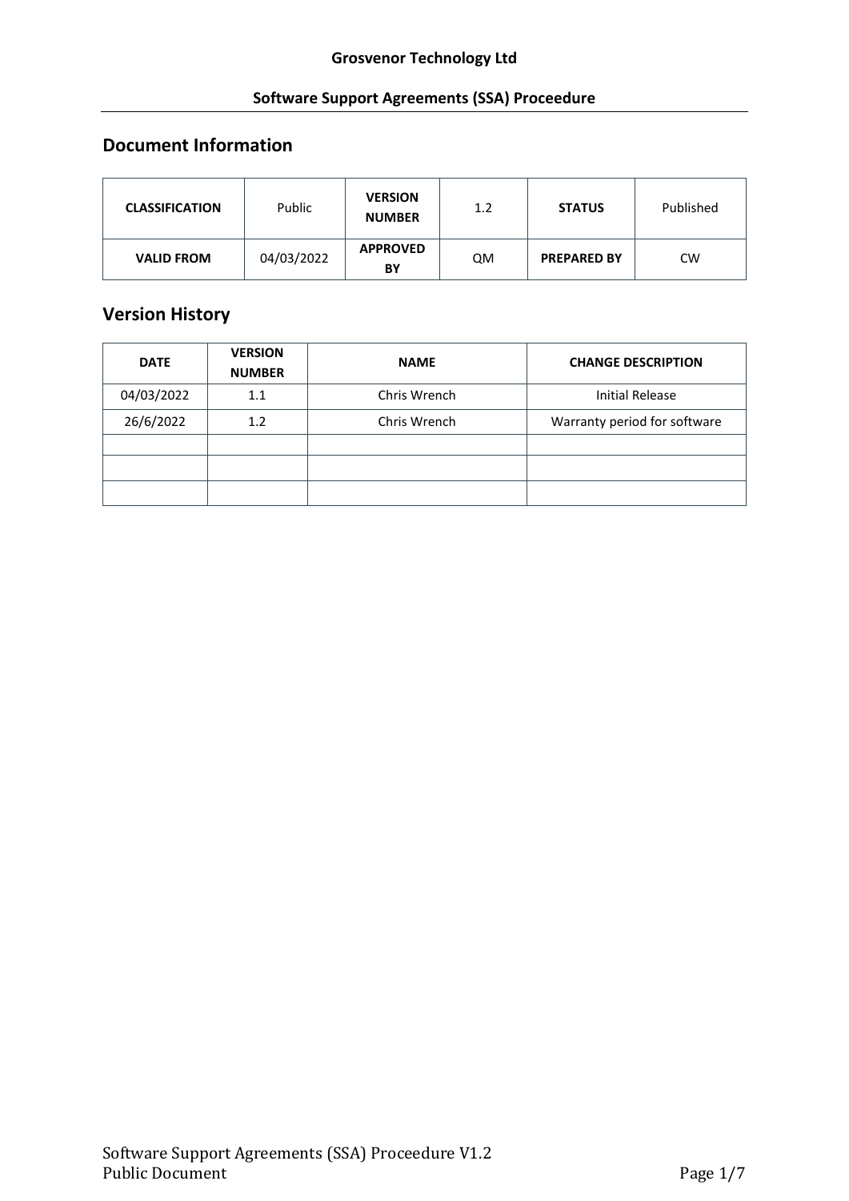# Grosvenor Technology Ltd

## Software Support Agreements (SSA) Proceedure

## Document Information

| | | | | | |
|---|---|---|---|---|---|
| **CLASSIFICATION** | Public | **VERSION NUMBER** | 1.2 | **STATUS** | Published |
| **VALID FROM** | 04/03/2022 | **APPROVED BY** | QM | **PREPARED BY** | CW |

## Version History

| DATE | VERSION NUMBER | NAME | CHANGE DESCRIPTION |
|---|---|---|---|
| 04/03/2022 | 1.1 | Chris Wrench | Initial Release |
| 26/6/2022 | 1.2 | Chris Wrench | Warranty period for software |
| | | | |
| | | | |
| | | | |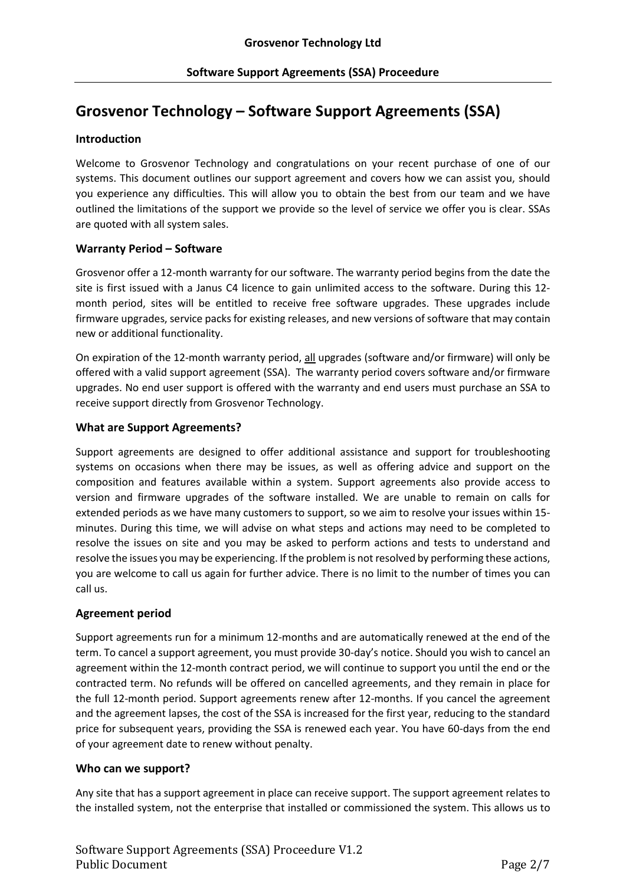# Grosvenor Technology – Software Support Agreements (SSA)

### Introduction

Welcome to Grosvenor Technology and congratulations on your recent purchase of one of our systems. This document outlines our support agreement and covers how we can assist you, should you experience any difficulties. This will allow you to obtain the best from our team and we have outlined the limitations of the support we provide so the level of service we offer you is clear. SSAs are quoted with all system sales.

### Warranty Period – Software

Grosvenor offer a 12-month warranty for our software. The warranty period begins from the date the site is first issued with a Janus C4 licence to gain unlimited access to the software. During this 12-month period, sites will be entitled to receive free software upgrades. These upgrades include firmware upgrades, service packs for existing releases, and new versions of software that may contain new or additional functionality.

On expiration of the 12-month warranty period, all upgrades (software and/or firmware) will only be offered with a valid support agreement (SSA). The warranty period covers software and/or firmware upgrades. No end user support is offered with the warranty and end users must purchase an SSA to receive support directly from Grosvenor Technology.

### What are Support Agreements?

Support agreements are designed to offer additional assistance and support for troubleshooting systems on occasions when there may be issues, as well as offering advice and support on the composition and features available within a system. Support agreements also provide access to version and firmware upgrades of the software installed. We are unable to remain on calls for extended periods as we have many customers to support, so we aim to resolve your issues within 15-minutes. During this time, we will advise on what steps and actions may need to be completed to resolve the issues on site and you may be asked to perform actions and tests to understand and resolve the issues you may be experiencing. If the problem is not resolved by performing these actions, you are welcome to call us again for further advice. There is no limit to the number of times you can call us.

### Agreement period

Support agreements run for a minimum 12-months and are automatically renewed at the end of the term. To cancel a support agreement, you must provide 30-day's notice. Should you wish to cancel an agreement within the 12-month contract period, we will continue to support you until the end or the contracted term. No refunds will be offered on cancelled agreements, and they remain in place for the full 12-month period. Support agreements renew after 12-months. If you cancel the agreement and the agreement lapses, the cost of the SSA is increased for the first year, reducing to the standard price for subsequent years, providing the SSA is renewed each year. You have 60-days from the end of your agreement date to renew without penalty.

### Who can we support?

Any site that has a support agreement in place can receive support. The support agreement relates to the installed system, not the enterprise that installed or commissioned the system. This allows us to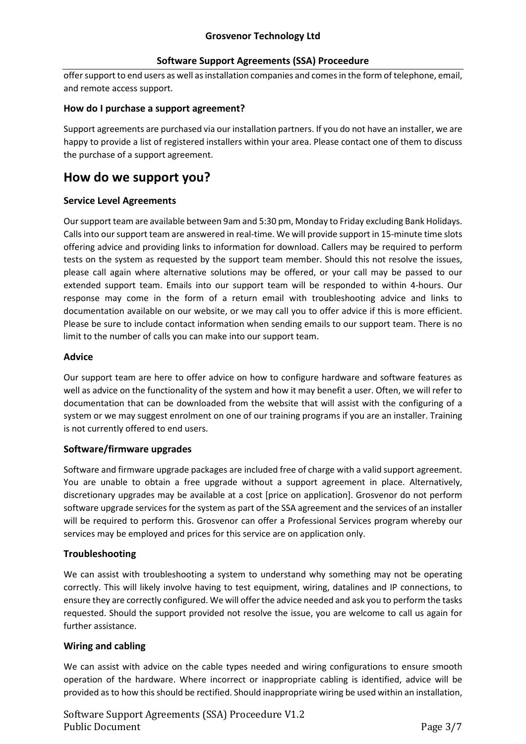offer support to end users as well as installation companies and comes in the form of telephone, email, and remote access support.

### How do I purchase a support agreement?

Support agreements are purchased via our installation partners. If you do not have an installer, we are happy to provide a list of registered installers within your area. Please contact one of them to discuss the purchase of a support agreement.

## How do we support you?

### Service Level Agreements

Our support team are available between 9am and 5:30 pm, Monday to Friday excluding Bank Holidays. Calls into our support team are answered in real-time. We will provide support in 15-minute time slots offering advice and providing links to information for download. Callers may be required to perform tests on the system as requested by the support team member. Should this not resolve the issues, please call again where alternative solutions may be offered, or your call may be passed to our extended support team. Emails into our support team will be responded to within 4-hours. Our response may come in the form of a return email with troubleshooting advice and links to documentation available on our website, or we may call you to offer advice if this is more efficient. Please be sure to include contact information when sending emails to our support team. There is no limit to the number of calls you can make into our support team.

### Advice

Our support team are here to offer advice on how to configure hardware and software features as well as advice on the functionality of the system and how it may benefit a user. Often, we will refer to documentation that can be downloaded from the website that will assist with the configuring of a system or we may suggest enrolment on one of our training programs if you are an installer. Training is not currently offered to end users.

### Software/firmware upgrades

Software and firmware upgrade packages are included free of charge with a valid support agreement. You are unable to obtain a free upgrade without a support agreement in place. Alternatively, discretionary upgrades may be available at a cost [price on application]. Grosvenor do not perform software upgrade services for the system as part of the SSA agreement and the services of an installer will be required to perform this. Grosvenor can offer a Professional Services program whereby our services may be employed and prices for this service are on application only.

### Troubleshooting

We can assist with troubleshooting a system to understand why something may not be operating correctly. This will likely involve having to test equipment, wiring, datalines and IP connections, to ensure they are correctly configured. We will offer the advice needed and ask you to perform the tasks requested. Should the support provided not resolve the issue, you are welcome to call us again for further assistance.

### Wiring and cabling

We can assist with advice on the cable types needed and wiring configurations to ensure smooth operation of the hardware. Where incorrect or inappropriate cabling is identified, advice will be provided as to how this should be rectified. Should inappropriate wiring be used within an installation,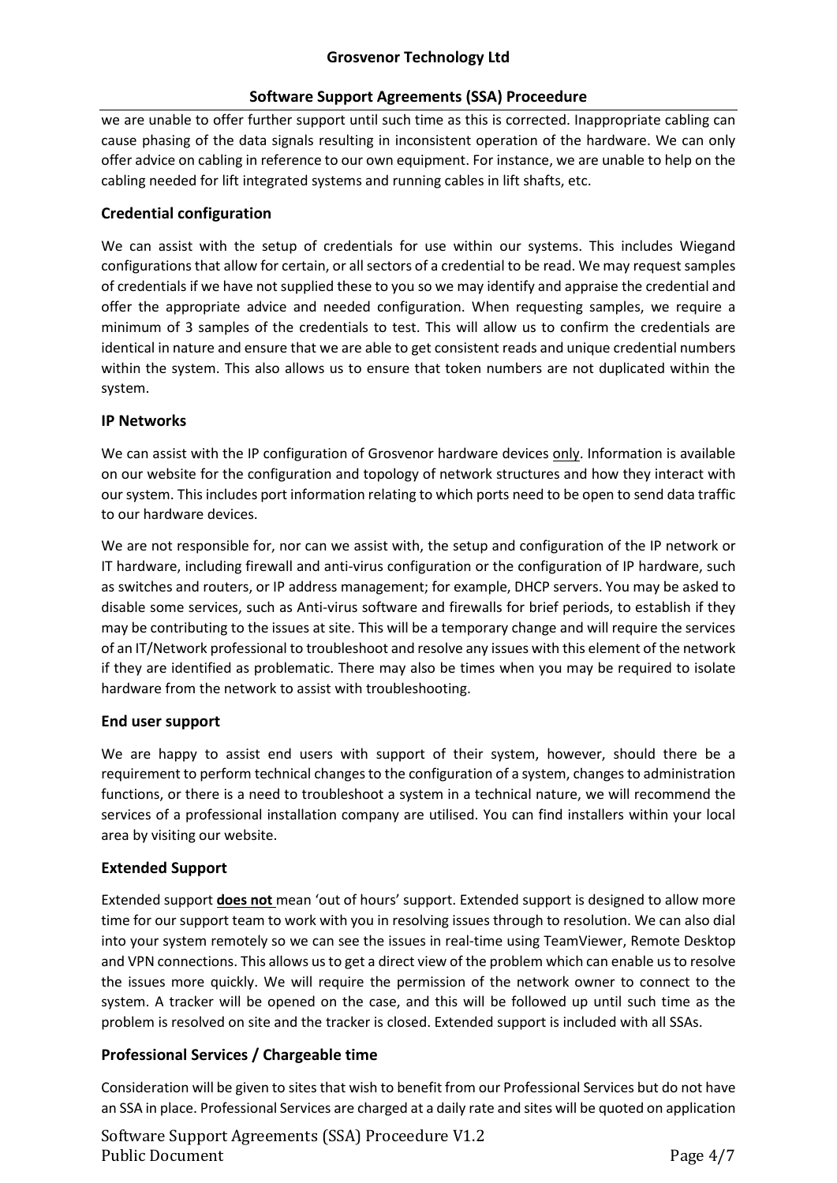we are unable to offer further support until such time as this is corrected. Inappropriate cabling can cause phasing of the data signals resulting in inconsistent operation of the hardware. We can only offer advice on cabling in reference to our own equipment. For instance, we are unable to help on the cabling needed for lift integrated systems and running cables in lift shafts, etc.

## Credential configuration

We can assist with the setup of credentials for use within our systems. This includes Wiegand configurations that allow for certain, or all sectors of a credential to be read. We may request samples of credentials if we have not supplied these to you so we may identify and appraise the credential and offer the appropriate advice and needed configuration. When requesting samples, we require a minimum of 3 samples of the credentials to test. This will allow us to confirm the credentials are identical in nature and ensure that we are able to get consistent reads and unique credential numbers within the system. This also allows us to ensure that token numbers are not duplicated within the system.

## IP Networks

We can assist with the IP configuration of Grosvenor hardware devices <u>only</u>. Information is available on our website for the configuration and topology of network structures and how they interact with our system. This includes port information relating to which ports need to be open to send data traffic to our hardware devices.

We are not responsible for, nor can we assist with, the setup and configuration of the IP network or IT hardware, including firewall and anti-virus configuration or the configuration of IP hardware, such as switches and routers, or IP address management; for example, DHCP servers. You may be asked to disable some services, such as Anti-virus software and firewalls for brief periods, to establish if they may be contributing to the issues at site. This will be a temporary change and will require the services of an IT/Network professional to troubleshoot and resolve any issues with this element of the network if they are identified as problematic. There may also be times when you may be required to isolate hardware from the network to assist with troubleshooting.

## End user support

We are happy to assist end users with support of their system, however, should there be a requirement to perform technical changes to the configuration of a system, changes to administration functions, or there is a need to troubleshoot a system in a technical nature, we will recommend the services of a professional installation company are utilised. You can find installers within your local area by visiting our website.

## Extended Support

Extended support **<u>does not</u>** mean 'out of hours' support. Extended support is designed to allow more time for our support team to work with you in resolving issues through to resolution. We can also dial into your system remotely so we can see the issues in real-time using TeamViewer, Remote Desktop and VPN connections. This allows us to get a direct view of the problem which can enable us to resolve the issues more quickly. We will require the permission of the network owner to connect to the system. A tracker will be opened on the case, and this will be followed up until such time as the problem is resolved on site and the tracker is closed. Extended support is included with all SSAs.

## Professional Services / Chargeable time

Consideration will be given to sites that wish to benefit from our Professional Services but do not have an SSA in place. Professional Services are charged at a daily rate and sites will be quoted on application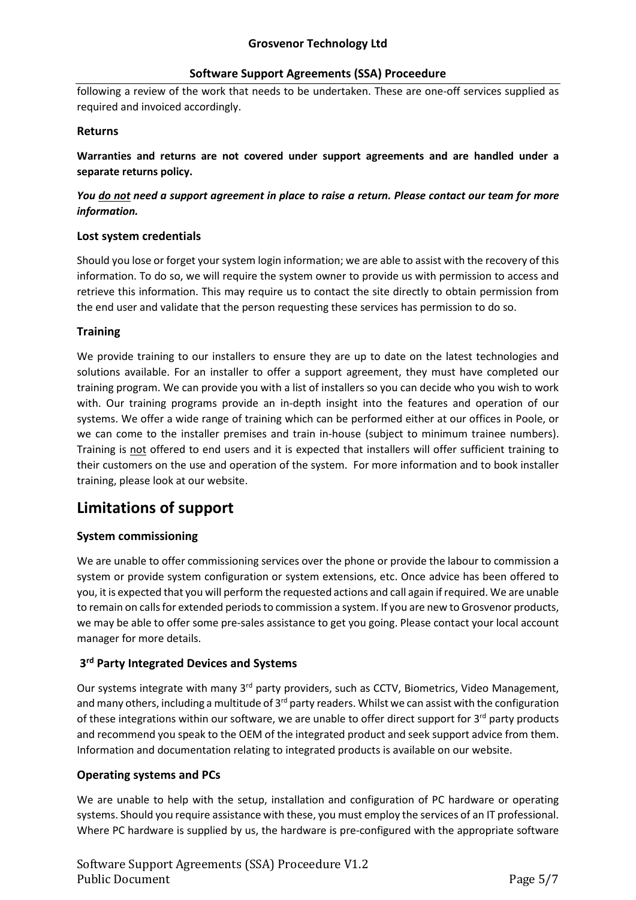following a review of the work that needs to be undertaken. These are one-off services supplied as required and invoiced accordingly.

### Returns

**Warranties and returns are not covered under support agreements and are handled under a separate returns policy.**

***You do not need a support agreement in place to raise a return. Please contact our team for more information.***

### Lost system credentials

Should you lose or forget your system login information; we are able to assist with the recovery of this information. To do so, we will require the system owner to provide us with permission to access and retrieve this information. This may require us to contact the site directly to obtain permission from the end user and validate that the person requesting these services has permission to do so.

### Training

We provide training to our installers to ensure they are up to date on the latest technologies and solutions available. For an installer to offer a support agreement, they must have completed our training program. We can provide you with a list of installers so you can decide who you wish to work with. Our training programs provide an in-depth insight into the features and operation of our systems. We offer a wide range of training which can be performed either at our offices in Poole, or we can come to the installer premises and train in-house (subject to minimum trainee numbers). Training is not offered to end users and it is expected that installers will offer sufficient training to their customers on the use and operation of the system. For more information and to book installer training, please look at our website.

## Limitations of support

### System commissioning

We are unable to offer commissioning services over the phone or provide the labour to commission a system or provide system configuration or system extensions, etc. Once advice has been offered to you, it is expected that you will perform the requested actions and call again if required. We are unable to remain on calls for extended periods to commission a system. If you are new to Grosvenor products, we may be able to offer some pre-sales assistance to get you going. Please contact your local account manager for more details.

### 3rd Party Integrated Devices and Systems

Our systems integrate with many 3rd party providers, such as CCTV, Biometrics, Video Management, and many others, including a multitude of 3rd party readers. Whilst we can assist with the configuration of these integrations within our software, we are unable to offer direct support for 3rd party products and recommend you speak to the OEM of the integrated product and seek support advice from them. Information and documentation relating to integrated products is available on our website.

### Operating systems and PCs

We are unable to help with the setup, installation and configuration of PC hardware or operating systems. Should you require assistance with these, you must employ the services of an IT professional. Where PC hardware is supplied by us, the hardware is pre-configured with the appropriate software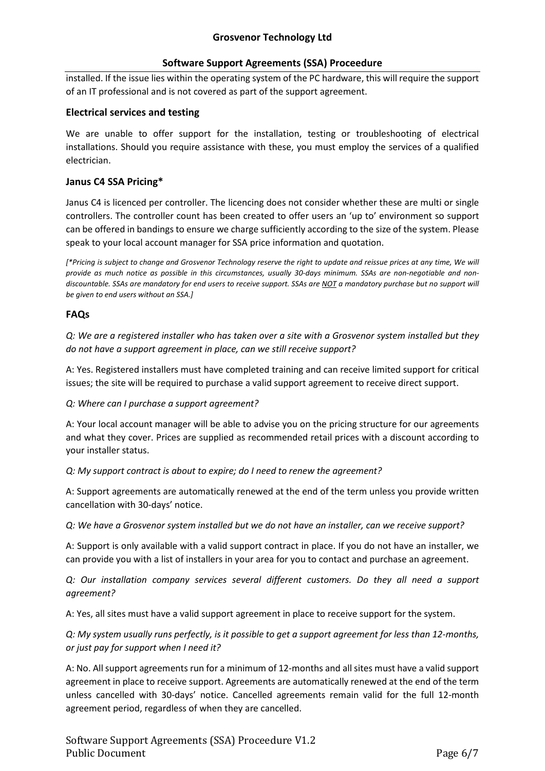installed. If the issue lies within the operating system of the PC hardware, this will require the support of an IT professional and is not covered as part of the support agreement.

## Electrical services and testing

We are unable to offer support for the installation, testing or troubleshooting of electrical installations. Should you require assistance with these, you must employ the services of a qualified electrician.

## Janus C4 SSA Pricing*

Janus C4 is licenced per controller. The licencing does not consider whether these are multi or single controllers. The controller count has been created to offer users an 'up to' environment so support can be offered in bandings to ensure we charge sufficiently according to the size of the system. Please speak to your local account manager for SSA price information and quotation.

*[*Pricing is subject to change and Grosvenor Technology reserve the right to update and reissue prices at any time, We will provide as much notice as possible in this circumstances, usually 30-days minimum. SSAs are non-negotiable and non-discountable. SSAs are mandatory for end users to receive support. SSAs are <u>NOT</u> a mandatory purchase but no support will be given to end users without an SSA.]*

## FAQs

*Q: We are a registered installer who has taken over a site with a Grosvenor system installed but they do not have a support agreement in place, can we still receive support?*

A: Yes. Registered installers must have completed training and can receive limited support for critical issues; the site will be required to purchase a valid support agreement to receive direct support.

*Q: Where can I purchase a support agreement?*

A: Your local account manager will be able to advise you on the pricing structure for our agreements and what they cover. Prices are supplied as recommended retail prices with a discount according to your installer status.

*Q: My support contract is about to expire; do I need to renew the agreement?*

A: Support agreements are automatically renewed at the end of the term unless you provide written cancellation with 30-days' notice.

*Q: We have a Grosvenor system installed but we do not have an installer, can we receive support?*

A: Support is only available with a valid support contract in place. If you do not have an installer, we can provide you with a list of installers in your area for you to contact and purchase an agreement.

*Q: Our installation company services several different customers. Do they all need a support agreement?*

A: Yes, all sites must have a valid support agreement in place to receive support for the system.

*Q: My system usually runs perfectly, is it possible to get a support agreement for less than 12-months, or just pay for support when I need it?*

A: No. All support agreements run for a minimum of 12-months and all sites must have a valid support agreement in place to receive support. Agreements are automatically renewed at the end of the term unless cancelled with 30-days' notice. Cancelled agreements remain valid for the full 12-month agreement period, regardless of when they are cancelled.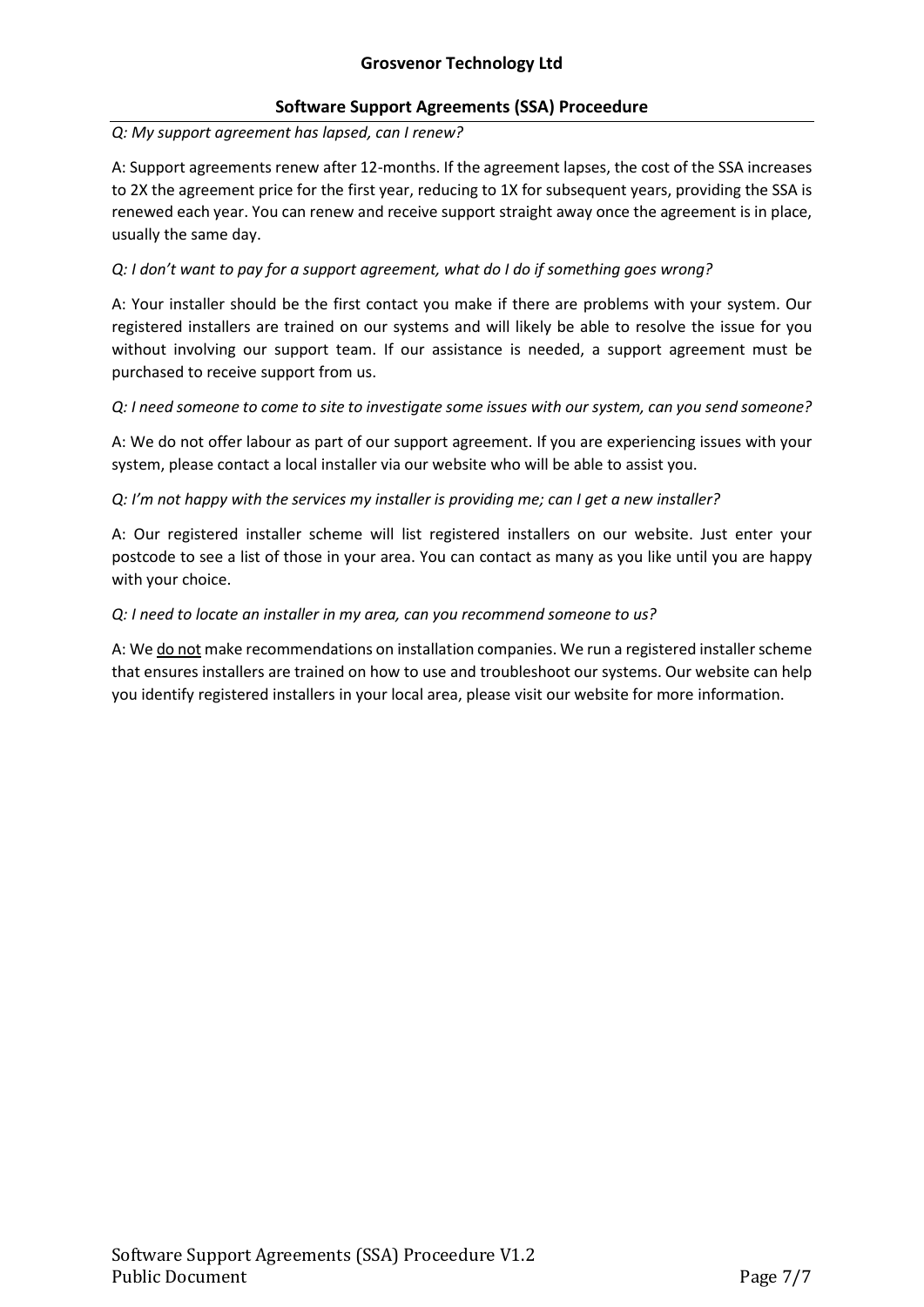*Q: My support agreement has lapsed, can I renew?*

A: Support agreements renew after 12-months. If the agreement lapses, the cost of the SSA increases to 2X the agreement price for the first year, reducing to 1X for subsequent years, providing the SSA is renewed each year. You can renew and receive support straight away once the agreement is in place, usually the same day.

*Q: I don't want to pay for a support agreement, what do I do if something goes wrong?*

A: Your installer should be the first contact you make if there are problems with your system. Our registered installers are trained on our systems and will likely be able to resolve the issue for you without involving our support team. If our assistance is needed, a support agreement must be purchased to receive support from us.

*Q: I need someone to come to site to investigate some issues with our system, can you send someone?*

A: We do not offer labour as part of our support agreement. If you are experiencing issues with your system, please contact a local installer via our website who will be able to assist you.

*Q: I'm not happy with the services my installer is providing me; can I get a new installer?*

A: Our registered installer scheme will list registered installers on our website. Just enter your postcode to see a list of those in your area. You can contact as many as you like until you are happy with your choice.

*Q: I need to locate an installer in my area, can you recommend someone to us?*

A: We do not make recommendations on installation companies. We run a registered installer scheme that ensures installers are trained on how to use and troubleshoot our systems. Our website can help you identify registered installers in your local area, please visit our website for more information.